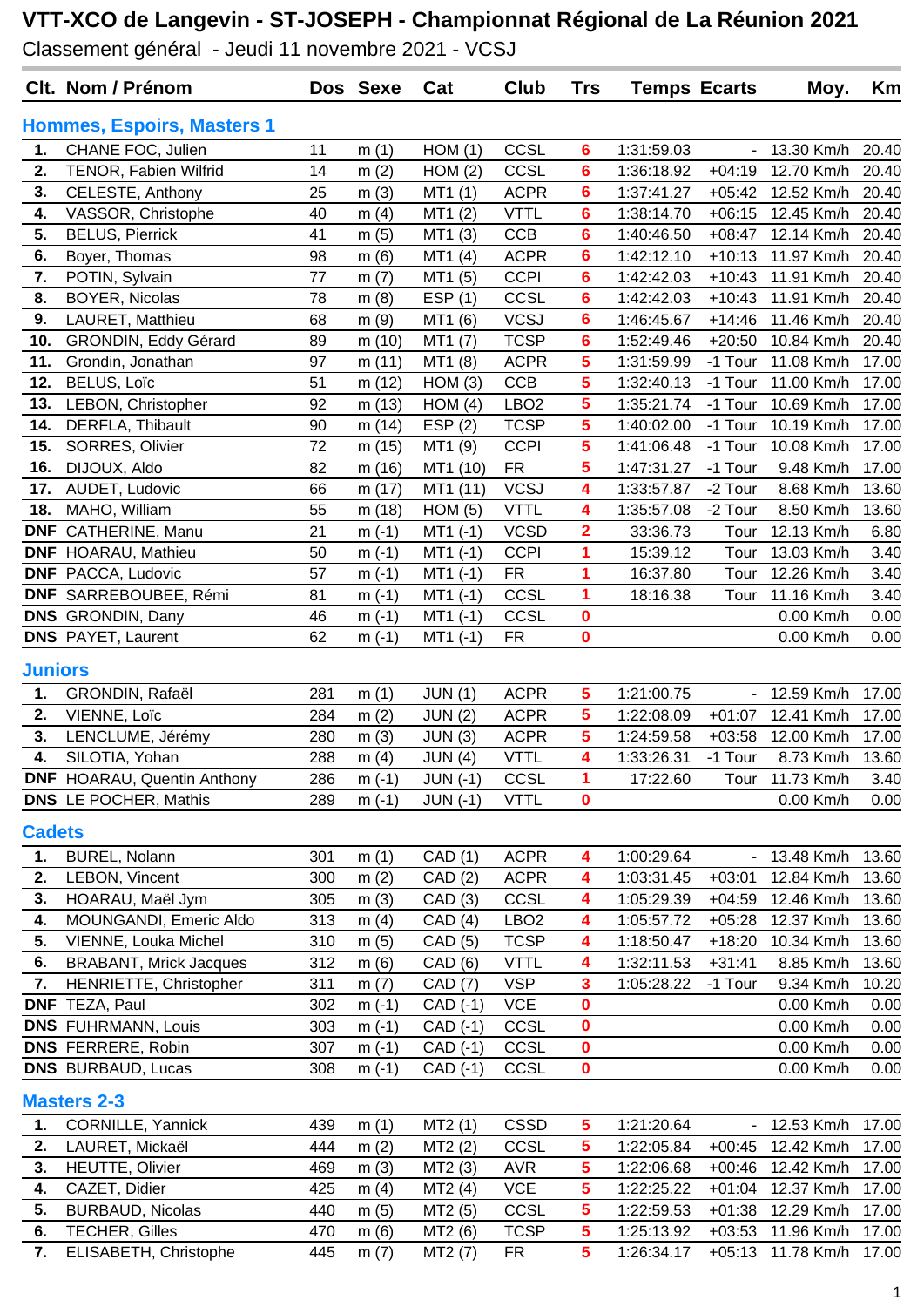# VTT-XCO de Langevin - ST-JOSEPH - Championnat Régional de La Réunion 2021

Classement général - Jeudi 11 novembre 2021 - VCSJ

| Clt. | Nom / Prénom | Dos | Sexe | Cat | Club | Trs | Temps | Ecarts | Moy. | Km |
|---|---|---|---|---|---|---|---|---|---|---|
| **Hommes, Espoirs, Masters 1** | | | | | | | | | | |
| 1. | CHANE FOC, Julien | 11 | m (1) | HOM (1) | CCSL | 6 | 1:31:59.03 | - | 13.30 Km/h | 20.40 |
| 2. | TENOR, Fabien Wilfrid | 14 | m (2) | HOM (2) | CCSL | 6 | 1:36:18.92 | +04:19 | 12.70 Km/h | 20.40 |
| 3. | CELESTE, Anthony | 25 | m (3) | MT1 (1) | ACPR | 6 | 1:37:41.27 | +05:42 | 12.52 Km/h | 20.40 |
| 4. | VASSOR, Christophe | 40 | m (4) | MT1 (2) | VTTL | 6 | 1:38:14.70 | +06:15 | 12.45 Km/h | 20.40 |
| 5. | BELUS, Pierrick | 41 | m (5) | MT1 (3) | CCB | 6 | 1:40:46.50 | +08:47 | 12.14 Km/h | 20.40 |
| 6. | Boyer, Thomas | 98 | m (6) | MT1 (4) | ACPR | 6 | 1:42:12.10 | +10:13 | 11.97 Km/h | 20.40 |
| 7. | POTIN, Sylvain | 77 | m (7) | MT1 (5) | CCPI | 6 | 1:42:42.03 | +10:43 | 11.91 Km/h | 20.40 |
| 8. | BOYER, Nicolas | 78 | m (8) | ESP (1) | CCSL | 6 | 1:42:42.03 | +10:43 | 11.91 Km/h | 20.40 |
| 9. | LAURET, Matthieu | 68 | m (9) | MT1 (6) | VCSJ | 6 | 1:46:45.67 | +14:46 | 11.46 Km/h | 20.40 |
| 10. | GRONDIN, Eddy Gérard | 89 | m (10) | MT1 (7) | TCSP | 6 | 1:52:49.46 | +20:50 | 10.84 Km/h | 20.40 |
| 11. | Grondin, Jonathan | 97 | m (11) | MT1 (8) | ACPR | 5 | 1:31:59.99 | -1 Tour | 11.08 Km/h | 17.00 |
| 12. | BELUS, Loïc | 51 | m (12) | HOM (3) | CCB | 5 | 1:32:40.13 | -1 Tour | 11.00 Km/h | 17.00 |
| 13. | LEBON, Christopher | 92 | m (13) | HOM (4) | LBO2 | 5 | 1:35:21.74 | -1 Tour | 10.69 Km/h | 17.00 |
| 14. | DERFLA, Thibault | 90 | m (14) | ESP (2) | TCSP | 5 | 1:40:02.00 | -1 Tour | 10.19 Km/h | 17.00 |
| 15. | SORRES, Olivier | 72 | m (15) | MT1 (9) | CCPI | 5 | 1:41:06.48 | -1 Tour | 10.08 Km/h | 17.00 |
| 16. | DIJOUX, Aldo | 82 | m (16) | MT1 (10) | FR | 5 | 1:47:31.27 | -1 Tour | 9.48 Km/h | 17.00 |
| 17. | AUDET, Ludovic | 66 | m (17) | MT1 (11) | VCSJ | 4 | 1:33:57.87 | -2 Tour | 8.68 Km/h | 13.60 |
| 18. | MAHO, William | 55 | m (18) | HOM (5) | VTTL | 4 | 1:35:57.08 | -2 Tour | 8.50 Km/h | 13.60 |
| DNF | CATHERINE, Manu | 21 | m (-1) | MT1 (-1) | VCSD | 2 | 33:36.73 | Tour | 12.13 Km/h | 6.80 |
| DNF | HOARAU, Mathieu | 50 | m (-1) | MT1 (-1) | CCPI | 1 | 15:39.12 | Tour | 13.03 Km/h | 3.40 |
| DNF | PACCA, Ludovic | 57 | m (-1) | MT1 (-1) | FR | 1 | 16:37.80 | Tour | 12.26 Km/h | 3.40 |
| DNF | SARREBOUBEE, Rémi | 81 | m (-1) | MT1 (-1) | CCSL | 1 | 18:16.38 | Tour | 11.16 Km/h | 3.40 |
| DNS | GRONDIN, Dany | 46 | m (-1) | MT1 (-1) | CCSL | 0 | | | 0.00 Km/h | 0.00 |
| DNS | PAYET, Laurent | 62 | m (-1) | MT1 (-1) | FR | 0 | | | 0.00 Km/h | 0.00 |
| **Juniors** | | | | | | | | | | |
| 1. | GRONDIN, Rafaël | 281 | m (1) | JUN (1) | ACPR | 5 | 1:21:00.75 | - | 12.59 Km/h | 17.00 |
| 2. | VIENNE, Loïc | 284 | m (2) | JUN (2) | ACPR | 5 | 1:22:08.09 | +01:07 | 12.41 Km/h | 17.00 |
| 3. | LENCLUME, Jérémy | 280 | m (3) | JUN (3) | ACPR | 5 | 1:24:59.58 | +03:58 | 12.00 Km/h | 17.00 |
| 4. | SILOTIA, Yohan | 288 | m (4) | JUN (4) | VTTL | 4 | 1:33:26.31 | -1 Tour | 8.73 Km/h | 13.60 |
| DNF | HOARAU, Quentin Anthony | 286 | m (-1) | JUN (-1) | CCSL | 1 | 17:22.60 | Tour | 11.73 Km/h | 3.40 |
| DNS | LE POCHER, Mathis | 289 | m (-1) | JUN (-1) | VTTL | 0 | | | 0.00 Km/h | 0.00 |
| **Cadets** | | | | | | | | | | |
| 1. | BUREL, Nolann | 301 | m (1) | CAD (1) | ACPR | 4 | 1:00:29.64 | - | 13.48 Km/h | 13.60 |
| 2. | LEBON, Vincent | 300 | m (2) | CAD (2) | ACPR | 4 | 1:03:31.45 | +03:01 | 12.84 Km/h | 13.60 |
| 3. | HOARAU, Maël Jym | 305 | m (3) | CAD (3) | CCSL | 4 | 1:05:29.39 | +04:59 | 12.46 Km/h | 13.60 |
| 4. | MOUNGANDI, Emeric Aldo | 313 | m (4) | CAD (4) | LBO2 | 4 | 1:05:57.72 | +05:28 | 12.37 Km/h | 13.60 |
| 5. | VIENNE, Louka Michel | 310 | m (5) | CAD (5) | TCSP | 4 | 1:18:50.47 | +18:20 | 10.34 Km/h | 13.60 |
| 6. | BRABANT, Mrick Jacques | 312 | m (6) | CAD (6) | VTTL | 4 | 1:32:11.53 | +31:41 | 8.85 Km/h | 13.60 |
| 7. | HENRIETTE, Christopher | 311 | m (7) | CAD (7) | VSP | 3 | 1:05:28.22 | -1 Tour | 9.34 Km/h | 10.20 |
| DNF | TEZA, Paul | 302 | m (-1) | CAD (-1) | VCE | 0 | | | 0.00 Km/h | 0.00 |
| DNS | FUHRMANN, Louis | 303 | m (-1) | CAD (-1) | CCSL | 0 | | | 0.00 Km/h | 0.00 |
| DNS | FERRERE, Robin | 307 | m (-1) | CAD (-1) | CCSL | 0 | | | 0.00 Km/h | 0.00 |
| DNS | BURBAUD, Lucas | 308 | m (-1) | CAD (-1) | CCSL | 0 | | | 0.00 Km/h | 0.00 |
| **Masters 2-3** | | | | | | | | | | |
| 1. | CORNILLE, Yannick | 439 | m (1) | MT2 (1) | CSSD | 5 | 1:21:20.64 | - | 12.53 Km/h | 17.00 |
| 2. | LAURET, Mickaël | 444 | m (2) | MT2 (2) | CCSL | 5 | 1:22:05.84 | +00:45 | 12.42 Km/h | 17.00 |
| 3. | HEUTTE, Olivier | 469 | m (3) | MT2 (3) | AVR | 5 | 1:22:06.68 | +00:46 | 12.42 Km/h | 17.00 |
| 4. | CAZET, Didier | 425 | m (4) | MT2 (4) | VCE | 5 | 1:22:25.22 | +01:04 | 12.37 Km/h | 17.00 |
| 5. | BURBAUD, Nicolas | 440 | m (5) | MT2 (5) | CCSL | 5 | 1:22:59.53 | +01:38 | 12.29 Km/h | 17.00 |
| 6. | TECHER, Gilles | 470 | m (6) | MT2 (6) | TCSP | 5 | 1:25:13.92 | +03:53 | 11.96 Km/h | 17.00 |
| 7. | ELISABETH, Christophe | 445 | m (7) | MT2 (7) | FR | 5 | 1:26:34.17 | +05:13 | 11.78 Km/h | 17.00 |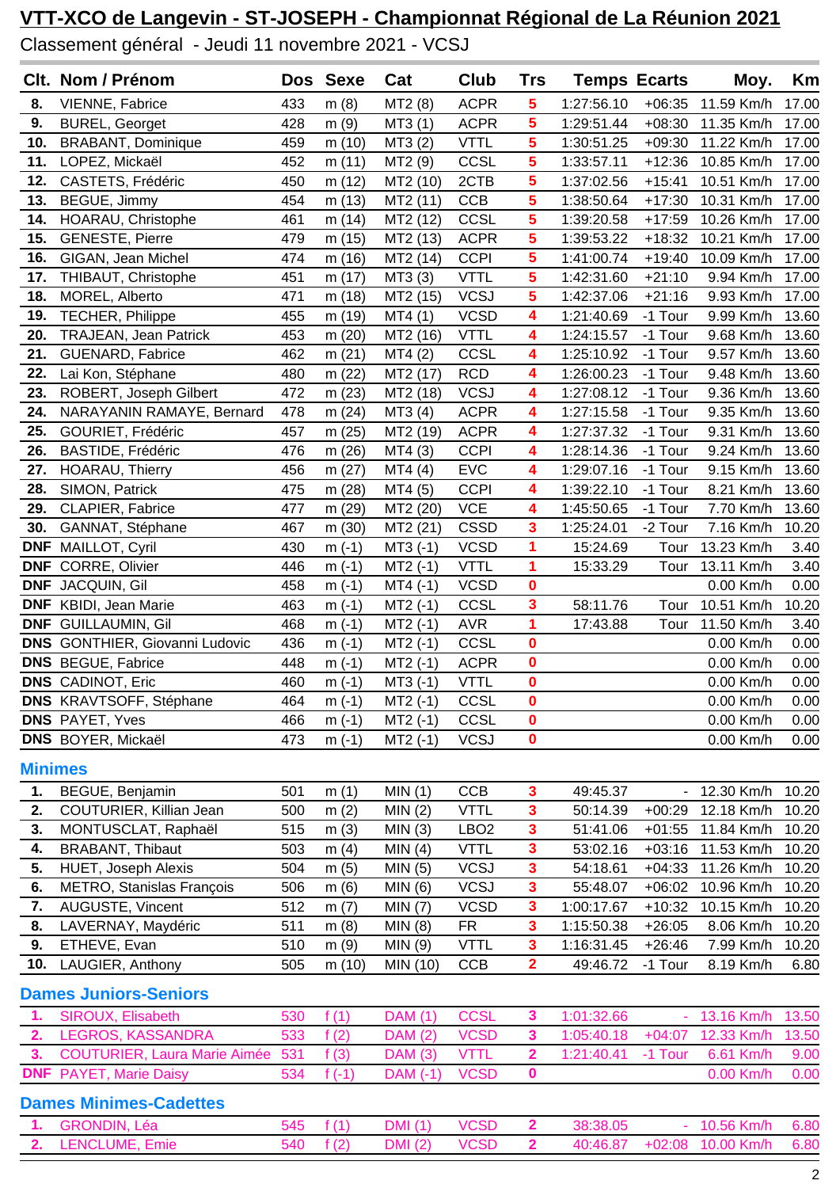# VTT-XCO de Langevin - ST-JOSEPH - Championnat Régional de La Réunion 2021

Classement général - Jeudi 11 novembre 2021 - VCSJ

| Clt. | Nom / Prénom | Dos | Sexe | Cat | Club | Trs | Temps | Ecarts | Moy. | Km |
|---|---|---|---|---|---|---|---|---|---|---|
| 8. | VIENNE, Fabrice | 433 | m (8) | MT2 (8) | ACPR | 5 | 1:27:56.10 | +06:35 | 11.59 Km/h | 17.00 |
| 9. | BUREL, Georget | 428 | m (9) | MT3 (1) | ACPR | 5 | 1:29:51.44 | +08:30 | 11.35 Km/h | 17.00 |
| 10. | BRABANT, Dominique | 459 | m (10) | MT3 (2) | VTTL | 5 | 1:30:51.25 | +09:30 | 11.22 Km/h | 17.00 |
| 11. | LOPEZ, Mickaël | 452 | m (11) | MT2 (9) | CCSL | 5 | 1:33:57.11 | +12:36 | 10.85 Km/h | 17.00 |
| 12. | CASTETS, Frédéric | 450 | m (12) | MT2 (10) | 2CTB | 5 | 1:37:02.56 | +15:41 | 10.51 Km/h | 17.00 |
| 13. | BEGUE, Jimmy | 454 | m (13) | MT2 (11) | CCB | 5 | 1:38:50.64 | +17:30 | 10.31 Km/h | 17.00 |
| 14. | HOARAU, Christophe | 461 | m (14) | MT2 (12) | CCSL | 5 | 1:39:20.58 | +17:59 | 10.26 Km/h | 17.00 |
| 15. | GENESTE, Pierre | 479 | m (15) | MT2 (13) | ACPR | 5 | 1:39:53.22 | +18:32 | 10.21 Km/h | 17.00 |
| 16. | GIGAN, Jean Michel | 474 | m (16) | MT2 (14) | CCPI | 5 | 1:41:00.74 | +19:40 | 10.09 Km/h | 17.00 |
| 17. | THIBAUT, Christophe | 451 | m (17) | MT3 (3) | VTTL | 5 | 1:42:31.60 | +21:10 | 9.94 Km/h | 17.00 |
| 18. | MOREL, Alberto | 471 | m (18) | MT2 (15) | VCSJ | 5 | 1:42:37.06 | +21:16 | 9.93 Km/h | 17.00 |
| 19. | TECHER, Philippe | 455 | m (19) | MT4 (1) | VCSD | 4 | 1:21:40.69 | -1 Tour | 9.99 Km/h | 13.60 |
| 20. | TRAJEAN, Jean Patrick | 453 | m (20) | MT2 (16) | VTTL | 4 | 1:24:15.57 | -1 Tour | 9.68 Km/h | 13.60 |
| 21. | GUENARD, Fabrice | 462 | m (21) | MT4 (2) | CCSL | 4 | 1:25:10.92 | -1 Tour | 9.57 Km/h | 13.60 |
| 22. | Lai Kon, Stéphane | 480 | m (22) | MT2 (17) | RCD | 4 | 1:26:00.23 | -1 Tour | 9.48 Km/h | 13.60 |
| 23. | ROBERT, Joseph Gilbert | 472 | m (23) | MT2 (18) | VCSJ | 4 | 1:27:08.12 | -1 Tour | 9.36 Km/h | 13.60 |
| 24. | NARAYANIN RAMAYE, Bernard | 478 | m (24) | MT3 (4) | ACPR | 4 | 1:27:15.58 | -1 Tour | 9.35 Km/h | 13.60 |
| 25. | GOURIET, Frédéric | 457 | m (25) | MT2 (19) | ACPR | 4 | 1:27:37.32 | -1 Tour | 9.31 Km/h | 13.60 |
| 26. | BASTIDE, Frédéric | 476 | m (26) | MT4 (3) | CCPI | 4 | 1:28:14.36 | -1 Tour | 9.24 Km/h | 13.60 |
| 27. | HOARAU, Thierry | 456 | m (27) | MT4 (4) | EVC | 4 | 1:29:07.16 | -1 Tour | 9.15 Km/h | 13.60 |
| 28. | SIMON, Patrick | 475 | m (28) | MT4 (5) | CCPI | 4 | 1:39:22.10 | -1 Tour | 8.21 Km/h | 13.60 |
| 29. | CLAPIER, Fabrice | 477 | m (29) | MT2 (20) | VCE | 4 | 1:45:50.65 | -1 Tour | 7.70 Km/h | 13.60 |
| 30. | GANNAT, Stéphane | 467 | m (30) | MT2 (21) | CSSD | 3 | 1:25:24.01 | -2 Tour | 7.16 Km/h | 10.20 |
| DNF | MAILLOT, Cyril | 430 | m (-1) | MT3 (-1) | VCSD | 1 | 15:24.69 | Tour | 13.23 Km/h | 3.40 |
| DNF | CORRE, Olivier | 446 | m (-1) | MT2 (-1) | VTTL | 1 | 15:33.29 | Tour | 13.11 Km/h | 3.40 |
| DNF | JACQUIN, Gil | 458 | m (-1) | MT4 (-1) | VCSD | 0 | | | 0.00 Km/h | 0.00 |
| DNF | KBIDI, Jean Marie | 463 | m (-1) | MT2 (-1) | CCSL | 3 | 58:11.76 | Tour | 10.51 Km/h | 10.20 |
| DNF | GUILLAUMIN, Gil | 468 | m (-1) | MT2 (-1) | AVR | 1 | 17:43.88 | Tour | 11.50 Km/h | 3.40 |
| DNS | GONTHIER, Giovanni Ludovic | 436 | m (-1) | MT2 (-1) | CCSL | 0 | | | 0.00 Km/h | 0.00 |
| DNS | BEGUE, Fabrice | 448 | m (-1) | MT2 (-1) | ACPR | 0 | | | 0.00 Km/h | 0.00 |
| DNS | CADINOT, Eric | 460 | m (-1) | MT3 (-1) | VTTL | 0 | | | 0.00 Km/h | 0.00 |
| DNS | KRAVTSOFF, Stéphane | 464 | m (-1) | MT2 (-1) | CCSL | 0 | | | 0.00 Km/h | 0.00 |
| DNS | PAYET, Yves | 466 | m (-1) | MT2 (-1) | CCSL | 0 | | | 0.00 Km/h | 0.00 |
| DNS | BOYER, Mickaël | 473 | m (-1) | MT2 (-1) | VCSJ | 0 | | | 0.00 Km/h | 0.00 |

## Minimes

| Clt. | Nom / Prénom | Dos | Sexe | Cat | Club | Trs | Temps | Ecarts | Moy. | Km |
|---|---|---|---|---|---|---|---|---|---|---|
| 1. | BEGUE, Benjamin | 501 | m (1) | MIN (1) | CCB | 3 | 49:45.37 | - | 12.30 Km/h | 10.20 |
| 2. | COUTURIER, Killian Jean | 500 | m (2) | MIN (2) | VTTL | 3 | 50:14.39 | +00:29 | 12.18 Km/h | 10.20 |
| 3. | MONTUSCLAT, Raphaël | 515 | m (3) | MIN (3) | LBO2 | 3 | 51:41.06 | +01:55 | 11.84 Km/h | 10.20 |
| 4. | BRABANT, Thibaut | 503 | m (4) | MIN (4) | VTTL | 3 | 53:02.16 | +03:16 | 11.53 Km/h | 10.20 |
| 5. | HUET, Joseph Alexis | 504 | m (5) | MIN (5) | VCSJ | 3 | 54:18.61 | +04:33 | 11.26 Km/h | 10.20 |
| 6. | METRO, Stanislas François | 506 | m (6) | MIN (6) | VCSJ | 3 | 55:48.07 | +06:02 | 10.96 Km/h | 10.20 |
| 7. | AUGUSTE, Vincent | 512 | m (7) | MIN (7) | VCSD | 3 | 1:00:17.67 | +10:32 | 10.15 Km/h | 10.20 |
| 8. | LAVERNAY, Maydéric | 511 | m (8) | MIN (8) | FR | 3 | 1:15:50.38 | +26:05 | 8.06 Km/h | 10.20 |
| 9. | ETHEVE, Evan | 510 | m (9) | MIN (9) | VTTL | 3 | 1:16:31.45 | +26:46 | 7.99 Km/h | 10.20 |
| 10. | LAUGIER, Anthony | 505 | m (10) | MIN (10) | CCB | 2 | 49:46.72 | -1 Tour | 8.19 Km/h | 6.80 |

## Dames Juniors-Seniors

| Clt. | Nom / Prénom | Dos | Sexe | Cat | Club | Trs | Temps | Ecarts | Moy. | Km |
|---|---|---|---|---|---|---|---|---|---|---|
| 1. | SIROUX, Elisabeth | 530 | f (1) | DAM (1) | CCSL | 3 | 1:01:32.66 | - | 13.16 Km/h | 13.50 |
| 2. | LEGROS, KASSANDRA | 533 | f (2) | DAM (2) | VCSD | 3 | 1:05:40.18 | +04:07 | 12.33 Km/h | 13.50 |
| 3. | COUTURIER, Laura Marie Aimée | 531 | f (3) | DAM (3) | VTTL | 2 | 1:21:40.41 | -1 Tour | 6.61 Km/h | 9.00 |
| DNF | PAYET, Marie Daisy | 534 | f (-1) | DAM (-1) | VCSD | 0 | | | 0.00 Km/h | 0.00 |

## Dames Minimes-Cadettes

| Clt. | Nom / Prénom | Dos | Sexe | Cat | Club | Trs | Temps | Ecarts | Moy. | Km |
|---|---|---|---|---|---|---|---|---|---|---|
| 1. | GRONDIN, Léa | 545 | f (1) | DMI (1) | VCSD | 2 | 38:38.05 | - | 10.56 Km/h | 6.80 |
| 2. | LENCLUME, Emie | 540 | f (2) | DMI (2) | VCSD | 2 | 40:46.87 | +02:08 | 10.00 Km/h | 6.80 |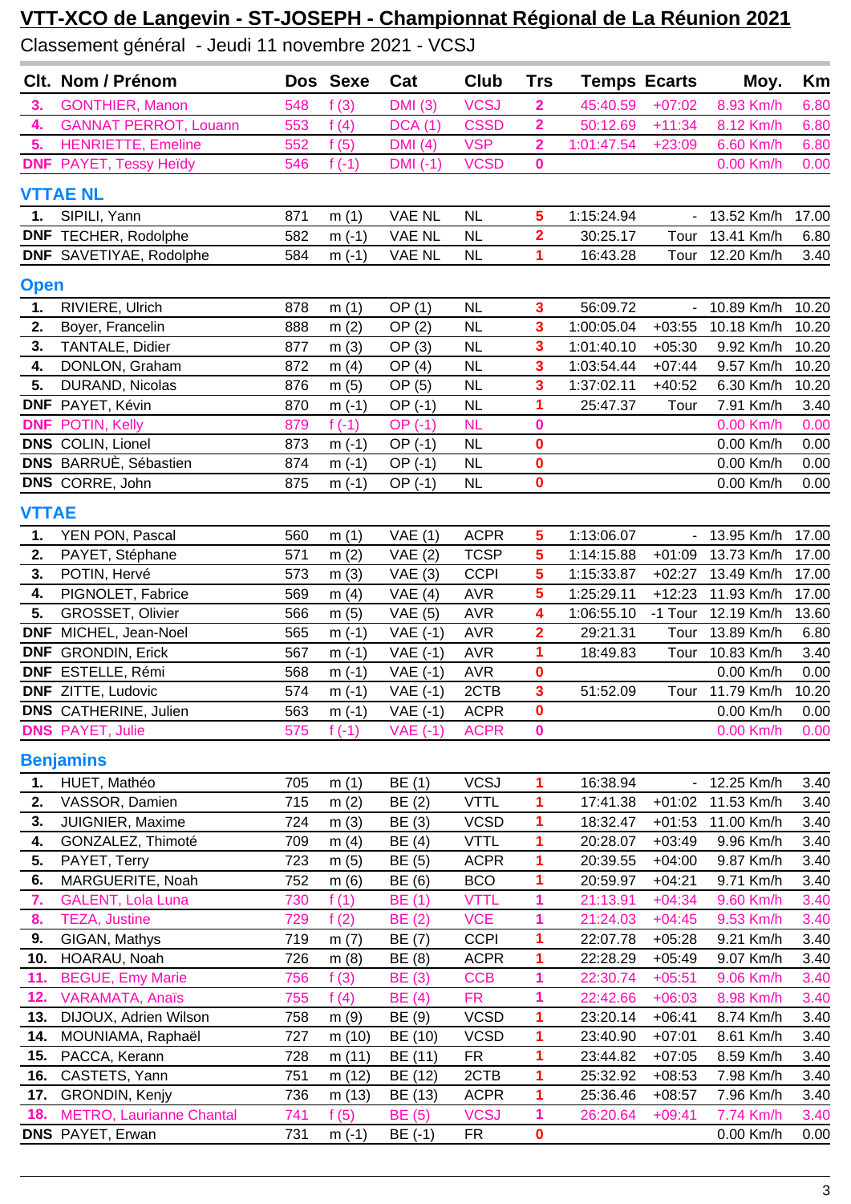# VTT-XCO de Langevin - ST-JOSEPH - Championnat Régional de La Réunion 2021

Classement général - Jeudi 11 novembre 2021 - VCSJ

| Clt. | Nom / Prénom | Dos | Sexe | Cat | Club | Trs | Temps | Ecarts | Moy. | Km |
|---|---|---|---|---|---|---|---|---|---|---|
| 3. | GONTHIER, Manon | 548 | f (3) | DMI (3) | VCSJ | 2 | 45:40.59 | +07:02 | 8.93 Km/h | 6.80 |
| 4. | GANNAT PERROT, Louann | 553 | f (4) | DCA (1) | CSSD | 2 | 50:12.69 | +11:34 | 8.12 Km/h | 6.80 |
| 5. | HENRIETTE, Emeline | 552 | f (5) | DMI (4) | VSP | 2 | 1:01:47.54 | +23:09 | 6.60 Km/h | 6.80 |
| DNF | PAYET, Tessy Heïdy | 546 | f (-1) | DMI (-1) | VCSD | 0 | | | 0.00 Km/h | 0.00 |

## VTTAE NL

| Clt. | Nom / Prénom | Dos | Sexe | Cat | Club | Trs | Temps | Ecarts | Moy. | Km |
|---|---|---|---|---|---|---|---|---|---|---|
| 1. | SIPILI, Yann | 871 | m (1) | VAE NL | NL | 5 | 1:15:24.94 | - | 13.52 Km/h | 17.00 |
| DNF | TECHER, Rodolphe | 582 | m (-1) | VAE NL | NL | 2 | 30:25.17 | Tour | 13.41 Km/h | 6.80 |
| DNF | SAVETIYAE, Rodolphe | 584 | m (-1) | VAE NL | NL | 1 | 16:43.28 | Tour | 12.20 Km/h | 3.40 |

## Open

| Clt. | Nom / Prénom | Dos | Sexe | Cat | Club | Trs | Temps | Ecarts | Moy. | Km |
|---|---|---|---|---|---|---|---|---|---|---|
| 1. | RIVIERE, Ulrich | 878 | m (1) | OP (1) | NL | 3 | 56:09.72 | - | 10.89 Km/h | 10.20 |
| 2. | Boyer, Francelin | 888 | m (2) | OP (2) | NL | 3 | 1:00:05.04 | +03:55 | 10.18 Km/h | 10.20 |
| 3. | TANTALE, Didier | 877 | m (3) | OP (3) | NL | 3 | 1:01:40.10 | +05:30 | 9.92 Km/h | 10.20 |
| 4. | DONLON, Graham | 872 | m (4) | OP (4) | NL | 3 | 1:03:54.44 | +07:44 | 9.57 Km/h | 10.20 |
| 5. | DURAND, Nicolas | 876 | m (5) | OP (5) | NL | 3 | 1:37:02.11 | +40:52 | 6.30 Km/h | 10.20 |
| DNF | PAYET, Kévin | 870 | m (-1) | OP (-1) | NL | 1 | 25:47.37 | Tour | 7.91 Km/h | 3.40 |
| DNF | POTIN, Kelly | 879 | f (-1) | OP (-1) | NL | 0 | | | 0.00 Km/h | 0.00 |
| DNS | COLIN, Lionel | 873 | m (-1) | OP (-1) | NL | 0 | | | 0.00 Km/h | 0.00 |
| DNS | BARRUÈ, Sébastien | 874 | m (-1) | OP (-1) | NL | 0 | | | 0.00 Km/h | 0.00 |
| DNS | CORRE, John | 875 | m (-1) | OP (-1) | NL | 0 | | | 0.00 Km/h | 0.00 |

## VTTAE

| Clt. | Nom / Prénom | Dos | Sexe | Cat | Club | Trs | Temps | Ecarts | Moy. | Km |
|---|---|---|---|---|---|---|---|---|---|---|
| 1. | YEN PON, Pascal | 560 | m (1) | VAE (1) | ACPR | 5 | 1:13:06.07 | - | 13.95 Km/h | 17.00 |
| 2. | PAYET, Stéphane | 571 | m (2) | VAE (2) | TCSP | 5 | 1:14:15.88 | +01:09 | 13.73 Km/h | 17.00 |
| 3. | POTIN, Hervé | 573 | m (3) | VAE (3) | CCPI | 5 | 1:15:33.87 | +02:27 | 13.49 Km/h | 17.00 |
| 4. | PIGNOLET, Fabrice | 569 | m (4) | VAE (4) | AVR | 5 | 1:25:29.11 | +12:23 | 11.93 Km/h | 17.00 |
| 5. | GROSSET, Olivier | 566 | m (5) | VAE (5) | AVR | 4 | 1:06:55.10 | -1 Tour | 12.19 Km/h | 13.60 |
| DNF | MICHEL, Jean-Noel | 565 | m (-1) | VAE (-1) | AVR | 2 | 29:21.31 | Tour | 13.89 Km/h | 6.80 |
| DNF | GRONDIN, Erick | 567 | m (-1) | VAE (-1) | AVR | 1 | 18:49.83 | Tour | 10.83 Km/h | 3.40 |
| DNF | ESTELLE, Rémi | 568 | m (-1) | VAE (-1) | AVR | 0 | | | 0.00 Km/h | 0.00 |
| DNF | ZITTE, Ludovic | 574 | m (-1) | VAE (-1) | 2CTB | 3 | 51:52.09 | Tour | 11.79 Km/h | 10.20 |
| DNS | CATHERINE, Julien | 563 | m (-1) | VAE (-1) | ACPR | 0 | | | 0.00 Km/h | 0.00 |
| DNS | PAYET, Julie | 575 | f (-1) | VAE (-1) | ACPR | 0 | | | 0.00 Km/h | 0.00 |

## Benjamins

| Clt. | Nom / Prénom | Dos | Sexe | Cat | Club | Trs | Temps | Ecarts | Moy. | Km |
|---|---|---|---|---|---|---|---|---|---|---|
| 1. | HUET, Mathéo | 705 | m (1) | BE (1) | VCSJ | 1 | 16:38.94 | - | 12.25 Km/h | 3.40 |
| 2. | VASSOR, Damien | 715 | m (2) | BE (2) | VTTL | 1 | 17:41.38 | +01:02 | 11.53 Km/h | 3.40 |
| 3. | JUIGNIER, Maxime | 724 | m (3) | BE (3) | VCSD | 1 | 18:32.47 | +01:53 | 11.00 Km/h | 3.40 |
| 4. | GONZALEZ, Thimoté | 709 | m (4) | BE (4) | VTTL | 1 | 20:28.07 | +03:49 | 9.96 Km/h | 3.40 |
| 5. | PAYET, Terry | 723 | m (5) | BE (5) | ACPR | 1 | 20:39.55 | +04:00 | 9.87 Km/h | 3.40 |
| 6. | MARGUERITE, Noah | 752 | m (6) | BE (6) | BCO | 1 | 20:59.97 | +04:21 | 9.71 Km/h | 3.40 |
| 7. | GALENT, Lola Luna | 730 | f (1) | BE (1) | VTTL | 1 | 21:13.91 | +04:34 | 9.60 Km/h | 3.40 |
| 8. | TEZA, Justine | 729 | f (2) | BE (2) | VCE | 1 | 21:24.03 | +04:45 | 9.53 Km/h | 3.40 |
| 9. | GIGAN, Mathys | 719 | m (7) | BE (7) | CCPI | 1 | 22:07.78 | +05:28 | 9.21 Km/h | 3.40 |
| 10. | HOARAU, Noah | 726 | m (8) | BE (8) | ACPR | 1 | 22:28.29 | +05:49 | 9.07 Km/h | 3.40 |
| 11. | BEGUE, Emy Marie | 756 | f (3) | BE (3) | CCB | 1 | 22:30.74 | +05:51 | 9.06 Km/h | 3.40 |
| 12. | VARAMATA, Anaïs | 755 | f (4) | BE (4) | FR | 1 | 22:42.66 | +06:03 | 8.98 Km/h | 3.40 |
| 13. | DIJOUX, Adrien Wilson | 758 | m (9) | BE (9) | VCSD | 1 | 23:20.14 | +06:41 | 8.74 Km/h | 3.40 |
| 14. | MOUNIAMA, Raphaël | 727 | m (10) | BE (10) | VCSD | 1 | 23:40.90 | +07:01 | 8.61 Km/h | 3.40 |
| 15. | PACCA, Kerann | 728 | m (11) | BE (11) | FR | 1 | 23:44.82 | +07:05 | 8.59 Km/h | 3.40 |
| 16. | CASTETS, Yann | 751 | m (12) | BE (12) | 2CTB | 1 | 25:32.92 | +08:53 | 7.98 Km/h | 3.40 |
| 17. | GRONDIN, Kenjy | 736 | m (13) | BE (13) | ACPR | 1 | 25:36.46 | +08:57 | 7.96 Km/h | 3.40 |
| 18. | METRO, Laurianne Chantal | 741 | f (5) | BE (5) | VCSJ | 1 | 26:20.64 | +09:41 | 7.74 Km/h | 3.40 |
| DNS | PAYET, Erwan | 731 | m (-1) | BE (-1) | FR | 0 | | | 0.00 Km/h | 0.00 |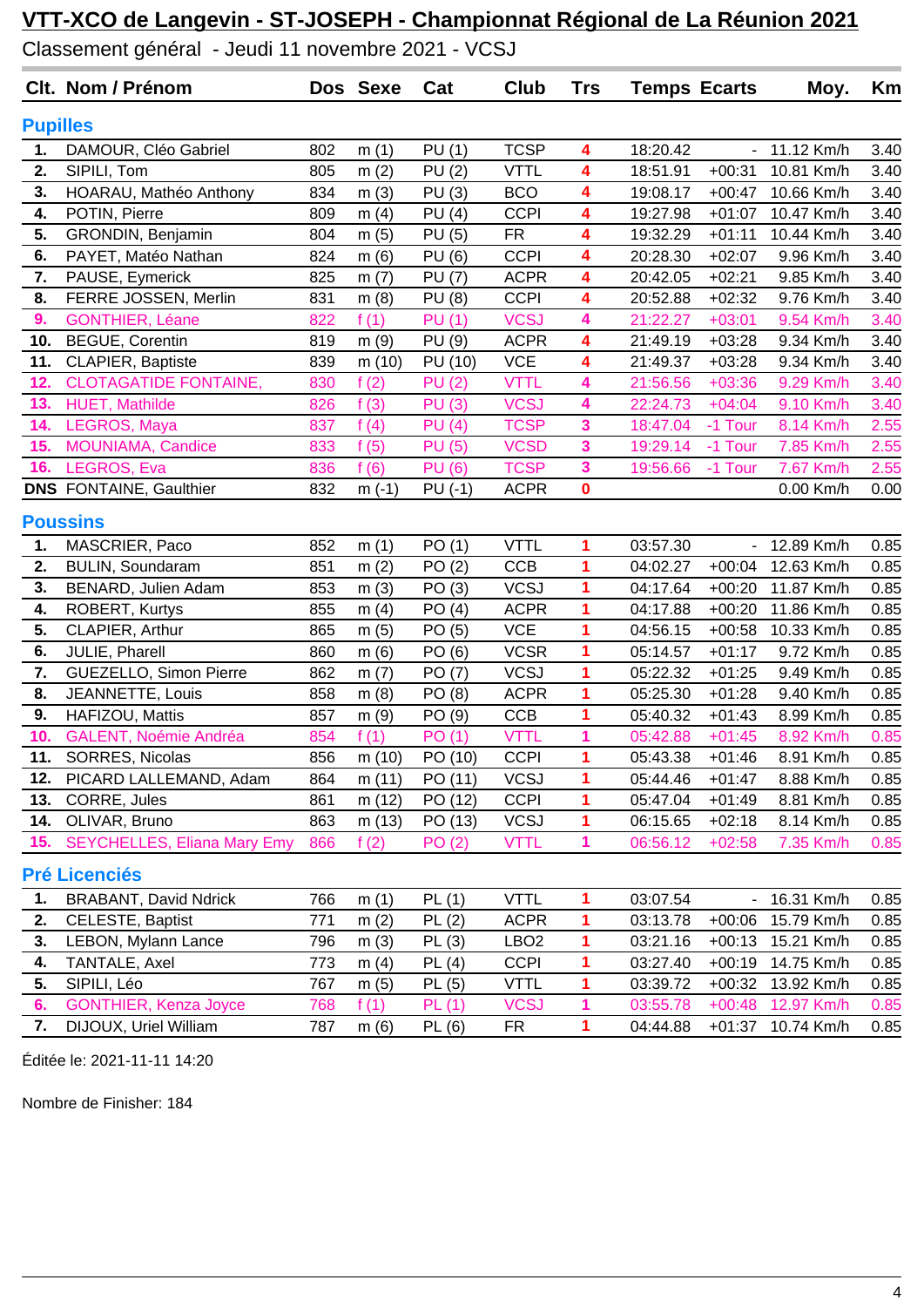# VTT-XCO de Langevin - ST-JOSEPH - Championnat Régional de La Réunion 2021

Classement général - Jeudi 11 novembre 2021 - VCSJ

| Clt. | Nom / Prénom | Dos | Sexe | Cat | Club | Trs | Temps | Ecarts | Moy. | Km |
|---|---|---|---|---|---|---|---|---|---|---|
| **Pupilles** | | | | | | | | | | |
| 1. | DAMOUR, Cléo Gabriel | 802 | m (1) | PU (1) | TCSP | 4 | 18:20.42 | - | 11.12 Km/h | 3.40 |
| 2. | SIPILI, Tom | 805 | m (2) | PU (2) | VTTL | 4 | 18:51.91 | +00:31 | 10.81 Km/h | 3.40 |
| 3. | HOARAU, Mathéo Anthony | 834 | m (3) | PU (3) | BCO | 4 | 19:08.17 | +00:47 | 10.66 Km/h | 3.40 |
| 4. | POTIN, Pierre | 809 | m (4) | PU (4) | CCPI | 4 | 19:27.98 | +01:07 | 10.47 Km/h | 3.40 |
| 5. | GRONDIN, Benjamin | 804 | m (5) | PU (5) | FR | 4 | 19:32.29 | +01:11 | 10.44 Km/h | 3.40 |
| 6. | PAYET, Matéo Nathan | 824 | m (6) | PU (6) | CCPI | 4 | 20:28.30 | +02:07 | 9.96 Km/h | 3.40 |
| 7. | PAUSE, Eymerick | 825 | m (7) | PU (7) | ACPR | 4 | 20:42.05 | +02:21 | 9.85 Km/h | 3.40 |
| 8. | FERRE JOSSEN, Merlin | 831 | m (8) | PU (8) | CCPI | 4 | 20:52.88 | +02:32 | 9.76 Km/h | 3.40 |
| 9. | GONTHIER, Léane | 822 | f (1) | PU (1) | VCSJ | 4 | 21:22.27 | +03:01 | 9.54 Km/h | 3.40 |
| 10. | BEGUE, Corentin | 819 | m (9) | PU (9) | ACPR | 4 | 21:49.19 | +03:28 | 9.34 Km/h | 3.40 |
| 11. | CLAPIER, Baptiste | 839 | m (10) | PU (10) | VCE | 4 | 21:49.37 | +03:28 | 9.34 Km/h | 3.40 |
| 12. | CLOTAGATIDE FONTAINE, | 830 | f (2) | PU (2) | VTTL | 4 | 21:56.56 | +03:36 | 9.29 Km/h | 3.40 |
| 13. | HUET, Mathilde | 826 | f (3) | PU (3) | VCSJ | 4 | 22:24.73 | +04:04 | 9.10 Km/h | 3.40 |
| 14. | LEGROS, Maya | 837 | f (4) | PU (4) | TCSP | 3 | 18:47.04 | -1 Tour | 8.14 Km/h | 2.55 |
| 15. | MOUNIAMA, Candice | 833 | f (5) | PU (5) | VCSD | 3 | 19:29.14 | -1 Tour | 7.85 Km/h | 2.55 |
| 16. | LEGROS, Eva | 836 | f (6) | PU (6) | TCSP | 3 | 19:56.66 | -1 Tour | 7.67 Km/h | 2.55 |
| DNS | FONTAINE, Gaulthier | 832 | m (-1) | PU (-1) | ACPR | 0 | | | 0.00 Km/h | 0.00 |
| **Poussins** | | | | | | | | | | |
| 1. | MASCRIER, Paco | 852 | m (1) | PO (1) | VTTL | 1 | 03:57.30 | - | 12.89 Km/h | 0.85 |
| 2. | BULIN, Soundaram | 851 | m (2) | PO (2) | CCB | 1 | 04:02.27 | +00:04 | 12.63 Km/h | 0.85 |
| 3. | BENARD, Julien Adam | 853 | m (3) | PO (3) | VCSJ | 1 | 04:17.64 | +00:20 | 11.87 Km/h | 0.85 |
| 4. | ROBERT, Kurtys | 855 | m (4) | PO (4) | ACPR | 1 | 04:17.88 | +00:20 | 11.86 Km/h | 0.85 |
| 5. | CLAPIER, Arthur | 865 | m (5) | PO (5) | VCE | 1 | 04:56.15 | +00:58 | 10.33 Km/h | 0.85 |
| 6. | JULIE, Pharell | 860 | m (6) | PO (6) | VCSR | 1 | 05:14.57 | +01:17 | 9.72 Km/h | 0.85 |
| 7. | GUEZELLO, Simon Pierre | 862 | m (7) | PO (7) | VCSJ | 1 | 05:22.32 | +01:25 | 9.49 Km/h | 0.85 |
| 8. | JEANNETTE, Louis | 858 | m (8) | PO (8) | ACPR | 1 | 05:25.30 | +01:28 | 9.40 Km/h | 0.85 |
| 9. | HAFIZOU, Mattis | 857 | m (9) | PO (9) | CCB | 1 | 05:40.32 | +01:43 | 8.99 Km/h | 0.85 |
| 10. | GALENT, Noémie Andréa | 854 | f (1) | PO (1) | VTTL | 1 | 05:42.88 | +01:45 | 8.92 Km/h | 0.85 |
| 11. | SORRES, Nicolas | 856 | m (10) | PO (10) | CCPI | 1 | 05:43.38 | +01:46 | 8.91 Km/h | 0.85 |
| 12. | PICARD LALLEMAND, Adam | 864 | m (11) | PO (11) | VCSJ | 1 | 05:44.46 | +01:47 | 8.88 Km/h | 0.85 |
| 13. | CORRE, Jules | 861 | m (12) | PO (12) | CCPI | 1 | 05:47.04 | +01:49 | 8.81 Km/h | 0.85 |
| 14. | OLIVAR, Bruno | 863 | m (13) | PO (13) | VCSJ | 1 | 06:15.65 | +02:18 | 8.14 Km/h | 0.85 |
| 15. | SEYCHELLES, Eliana Mary Emy | 866 | f (2) | PO (2) | VTTL | 1 | 06:56.12 | +02:58 | 7.35 Km/h | 0.85 |
| **Pré Licenciés** | | | | | | | | | | |
| 1. | BRABANT, David Ndrick | 766 | m (1) | PL (1) | VTTL | 1 | 03:07.54 | - | 16.31 Km/h | 0.85 |
| 2. | CELESTE, Baptist | 771 | m (2) | PL (2) | ACPR | 1 | 03:13.78 | +00:06 | 15.79 Km/h | 0.85 |
| 3. | LEBON, Mylann Lance | 796 | m (3) | PL (3) | LBO2 | 1 | 03:21.16 | +00:13 | 15.21 Km/h | 0.85 |
| 4. | TANTALE, Axel | 773 | m (4) | PL (4) | CCPI | 1 | 03:27.40 | +00:19 | 14.75 Km/h | 0.85 |
| 5. | SIPILI, Léo | 767 | m (5) | PL (5) | VTTL | 1 | 03:39.72 | +00:32 | 13.92 Km/h | 0.85 |
| 6. | GONTHIER, Kenza Joyce | 768 | f (1) | PL (1) | VCSJ | 1 | 03:55.78 | +00:48 | 12.97 Km/h | 0.85 |
| 7. | DIJOUX, Uriel William | 787 | m (6) | PL (6) | FR | 1 | 04:44.88 | +01:37 | 10.74 Km/h | 0.85 |

Éditée le: 2021-11-11 14:20

Nombre de Finisher: 184